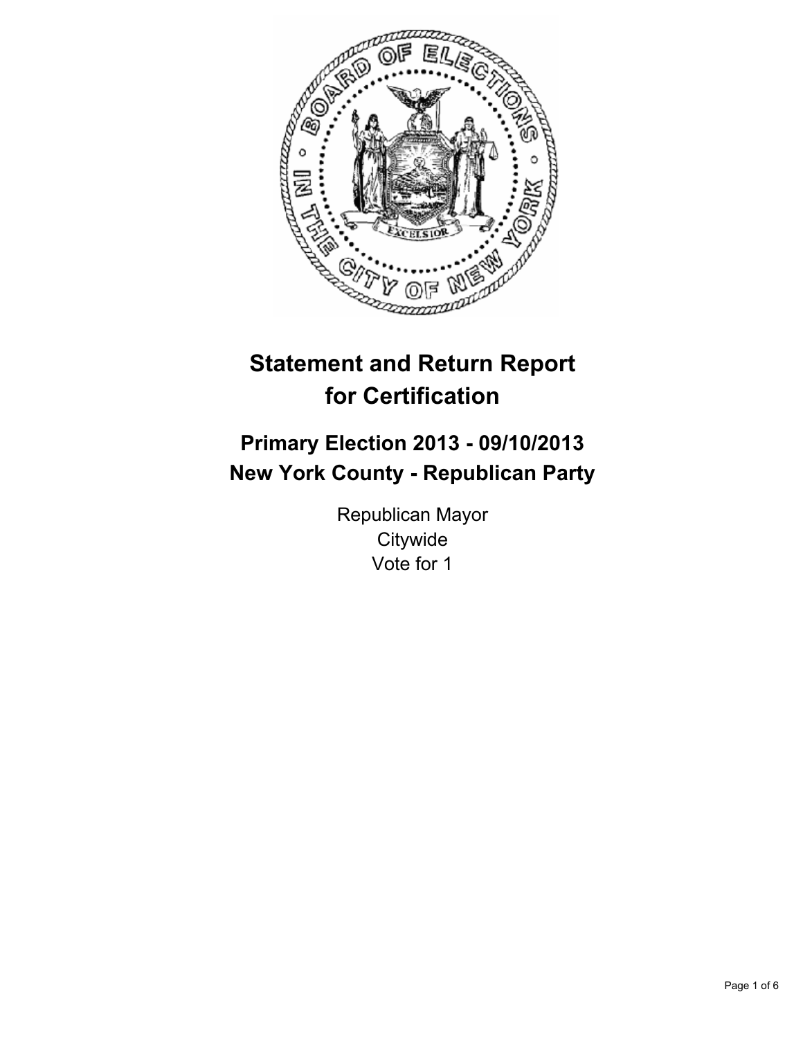# Statement and Return Report for Certification

## Primary Election 2013 - 09/10/2013
## New York County - Republican Party

Republican Mayor
Citywide
Vote for 1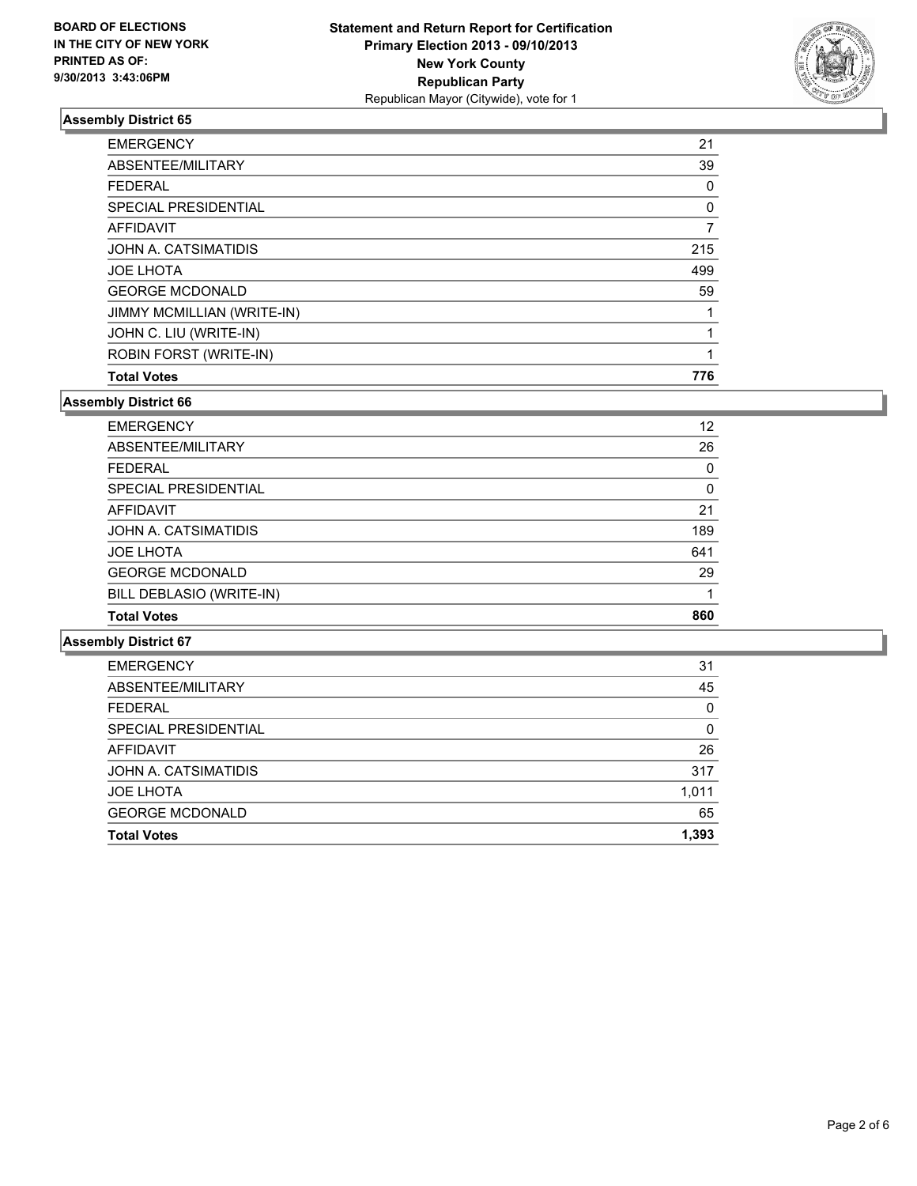BOARD OF ELECTIONS
IN THE CITY OF NEW YORK
PRINTED AS OF:
9/30/2013 3:43:06PM

**Statement and Return Report for Certification**
**Primary Election 2013 - 09/10/2013**
**New York County**
**Republican Party**
Republican Mayor (Citywide), vote for 1

### Assembly District 65

| | |
|---|---|
| EMERGENCY | 21 |
| ABSENTEE/MILITARY | 39 |
| FEDERAL | 0 |
| SPECIAL PRESIDENTIAL | 0 |
| AFFIDAVIT | 7 |
| JOHN A. CATSIMATIDIS | 215 |
| JOE LHOTA | 499 |
| GEORGE MCDONALD | 59 |
| JIMMY MCMILLIAN (WRITE-IN) | 1 |
| JOHN C. LIU (WRITE-IN) | 1 |
| ROBIN FORST (WRITE-IN) | 1 |
| **Total Votes** | **776** |

### Assembly District 66

| | |
|---|---|
| EMERGENCY | 12 |
| ABSENTEE/MILITARY | 26 |
| FEDERAL | 0 |
| SPECIAL PRESIDENTIAL | 0 |
| AFFIDAVIT | 21 |
| JOHN A. CATSIMATIDIS | 189 |
| JOE LHOTA | 641 |
| GEORGE MCDONALD | 29 |
| BILL DEBLASIO (WRITE-IN) | 1 |
| **Total Votes** | **860** |

### Assembly District 67

| | |
|---|---|
| EMERGENCY | 31 |
| ABSENTEE/MILITARY | 45 |
| FEDERAL | 0 |
| SPECIAL PRESIDENTIAL | 0 |
| AFFIDAVIT | 26 |
| JOHN A. CATSIMATIDIS | 317 |
| JOE LHOTA | 1,011 |
| GEORGE MCDONALD | 65 |
| **Total Votes** | **1,393** |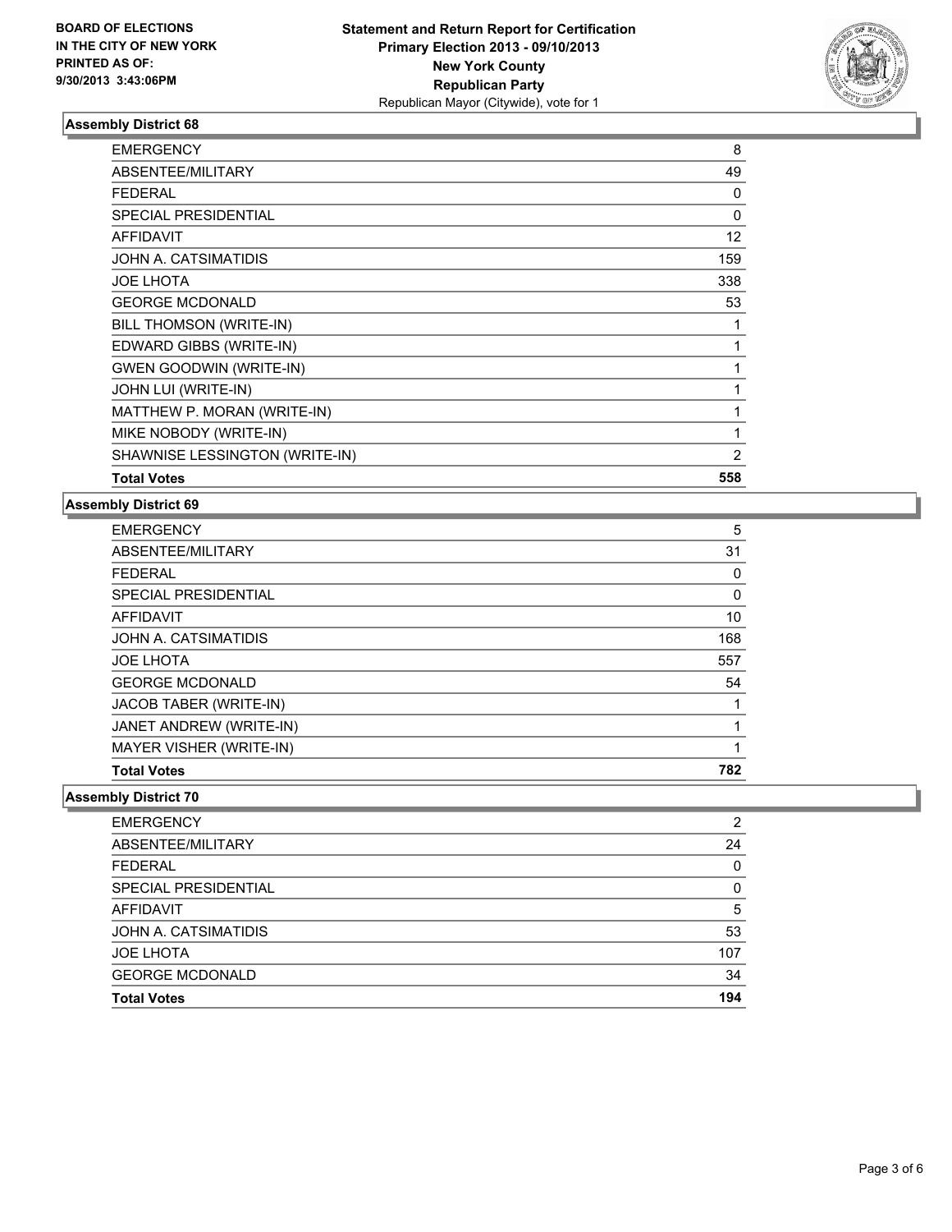**BOARD OF ELECTIONS IN THE CITY OF NEW YORK PRINTED AS OF: 9/30/2013 3:43:06PM**

**Statement and Return Report for Certification**
**Primary Election 2013 - 09/10/2013**
**New York County**
**Republican Party**
Republican Mayor (Citywide), vote for 1

### Assembly District 68

| | |
|---|---|
| EMERGENCY | 8 |
| ABSENTEE/MILITARY | 49 |
| FEDERAL | 0 |
| SPECIAL PRESIDENTIAL | 0 |
| AFFIDAVIT | 12 |
| JOHN A. CATSIMATIDIS | 159 |
| JOE LHOTA | 338 |
| GEORGE MCDONALD | 53 |
| BILL THOMSON (WRITE-IN) | 1 |
| EDWARD GIBBS (WRITE-IN) | 1 |
| GWEN GOODWIN (WRITE-IN) | 1 |
| JOHN LUI (WRITE-IN) | 1 |
| MATTHEW P. MORAN (WRITE-IN) | 1 |
| MIKE NOBODY (WRITE-IN) | 1 |
| SHAWNISE LESSINGTON (WRITE-IN) | 2 |
| **Total Votes** | **558** |

### Assembly District 69

| | |
|---|---|
| EMERGENCY | 5 |
| ABSENTEE/MILITARY | 31 |
| FEDERAL | 0 |
| SPECIAL PRESIDENTIAL | 0 |
| AFFIDAVIT | 10 |
| JOHN A. CATSIMATIDIS | 168 |
| JOE LHOTA | 557 |
| GEORGE MCDONALD | 54 |
| JACOB TABER (WRITE-IN) | 1 |
| JANET ANDREW (WRITE-IN) | 1 |
| MAYER VISHER (WRITE-IN) | 1 |
| **Total Votes** | **782** |

### Assembly District 70

| | |
|---|---|
| EMERGENCY | 2 |
| ABSENTEE/MILITARY | 24 |
| FEDERAL | 0 |
| SPECIAL PRESIDENTIAL | 0 |
| AFFIDAVIT | 5 |
| JOHN A. CATSIMATIDIS | 53 |
| JOE LHOTA | 107 |
| GEORGE MCDONALD | 34 |
| **Total Votes** | **194** |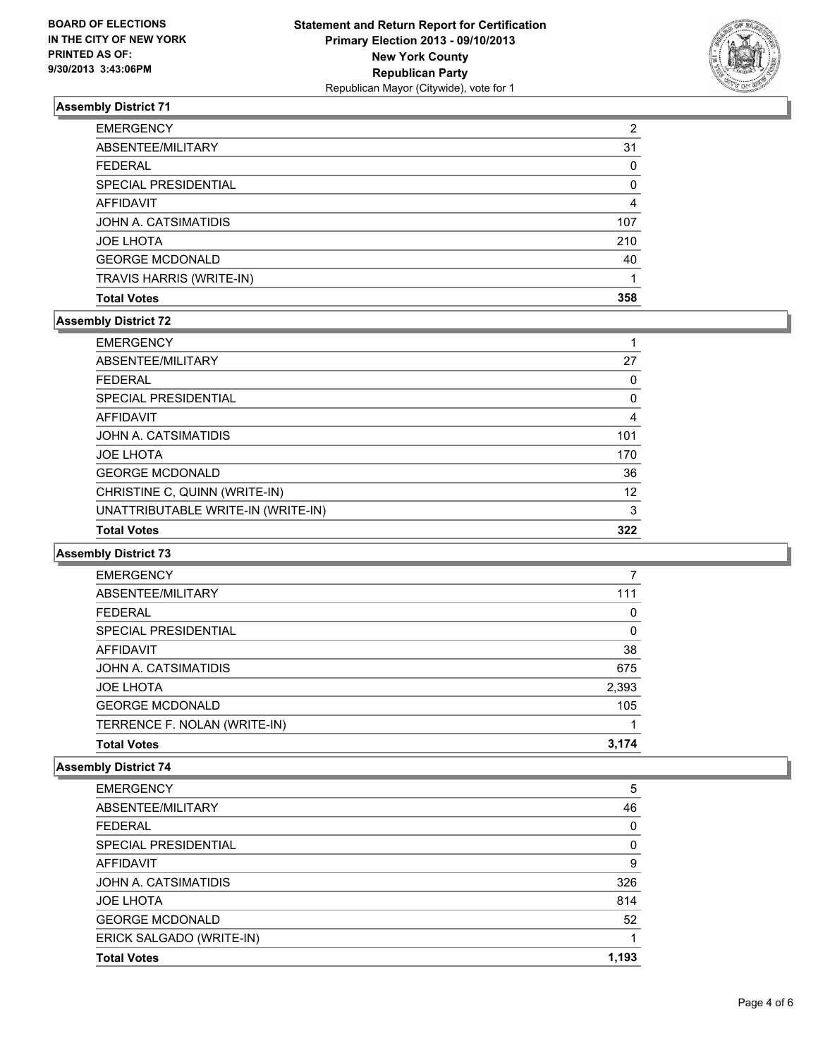**BOARD OF ELECTIONS IN THE CITY OF NEW YORK PRINTED AS OF: 9/30/2013 3:43:06PM**

**Statement and Return Report for Certification Primary Election 2013 - 09/10/2013 New York County Republican Party**
Republican Mayor (Citywide), vote for 1

## Assembly District 71

| | |
|---|---|
| EMERGENCY | 2 |
| ABSENTEE/MILITARY | 31 |
| FEDERAL | 0 |
| SPECIAL PRESIDENTIAL | 0 |
| AFFIDAVIT | 4 |
| JOHN A. CATSIMATIDIS | 107 |
| JOE LHOTA | 210 |
| GEORGE MCDONALD | 40 |
| TRAVIS HARRIS (WRITE-IN) | 1 |
| **Total Votes** | **358** |

## Assembly District 72

| | |
|---|---|
| EMERGENCY | 1 |
| ABSENTEE/MILITARY | 27 |
| FEDERAL | 0 |
| SPECIAL PRESIDENTIAL | 0 |
| AFFIDAVIT | 4 |
| JOHN A. CATSIMATIDIS | 101 |
| JOE LHOTA | 170 |
| GEORGE MCDONALD | 36 |
| CHRISTINE C, QUINN (WRITE-IN) | 12 |
| UNATTRIBUTABLE WRITE-IN (WRITE-IN) | 3 |
| **Total Votes** | **322** |

## Assembly District 73

| | |
|---|---|
| EMERGENCY | 7 |
| ABSENTEE/MILITARY | 111 |
| FEDERAL | 0 |
| SPECIAL PRESIDENTIAL | 0 |
| AFFIDAVIT | 38 |
| JOHN A. CATSIMATIDIS | 675 |
| JOE LHOTA | 2,393 |
| GEORGE MCDONALD | 105 |
| TERRENCE F. NOLAN (WRITE-IN) | 1 |
| **Total Votes** | **3,174** |

## Assembly District 74

| | |
|---|---|
| EMERGENCY | 5 |
| ABSENTEE/MILITARY | 46 |
| FEDERAL | 0 |
| SPECIAL PRESIDENTIAL | 0 |
| AFFIDAVIT | 9 |
| JOHN A. CATSIMATIDIS | 326 |
| JOE LHOTA | 814 |
| GEORGE MCDONALD | 52 |
| ERICK SALGADO (WRITE-IN) | 1 |
| **Total Votes** | **1,193** |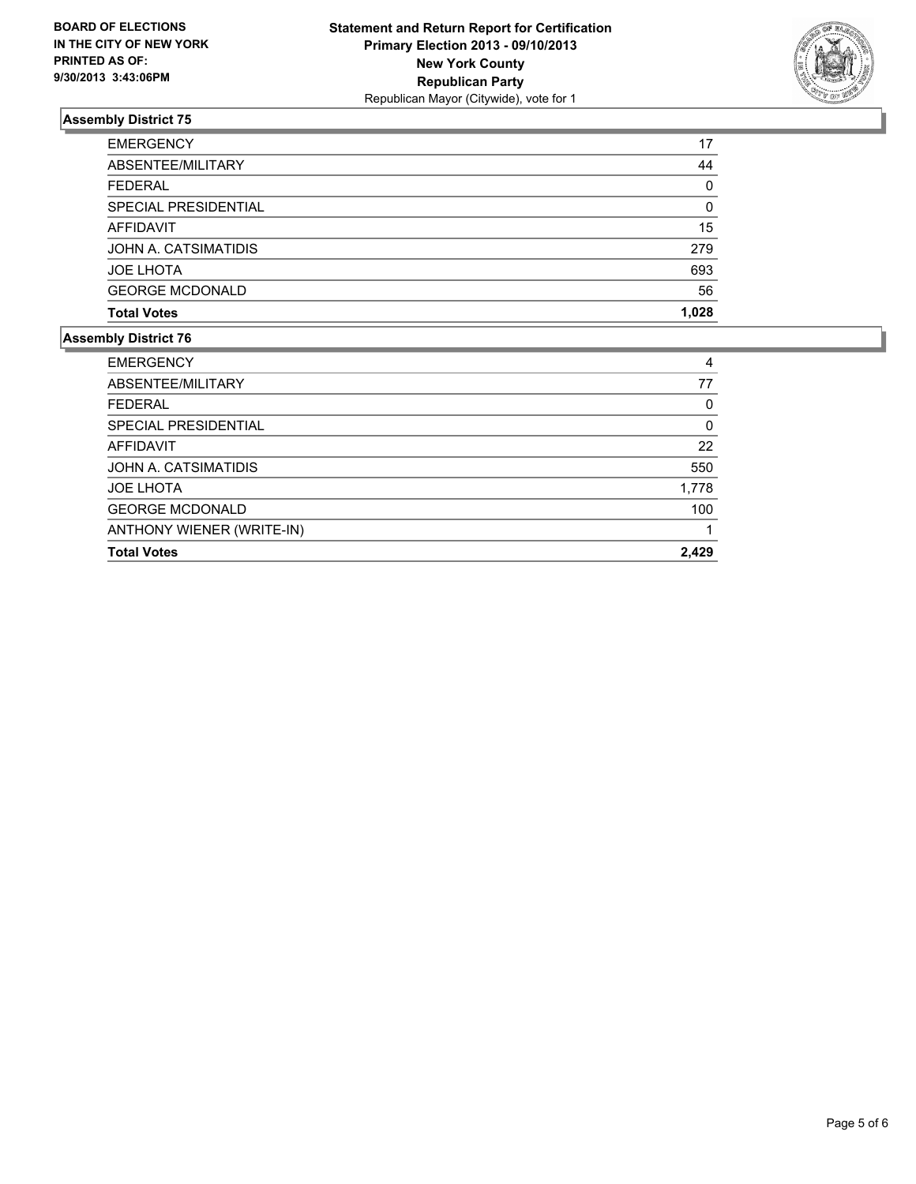BOARD OF ELECTIONS
IN THE CITY OF NEW YORK
PRINTED AS OF:
9/30/2013 3:43:06PM

**Statement and Return Report for Certification**
**Primary Election 2013 - 09/10/2013**
**New York County**
**Republican Party**
Republican Mayor (Citywide), vote for 1

### Assembly District 75

| | |
|---|---|
| EMERGENCY | 17 |
| ABSENTEE/MILITARY | 44 |
| FEDERAL | 0 |
| SPECIAL PRESIDENTIAL | 0 |
| AFFIDAVIT | 15 |
| JOHN A. CATSIMATIDIS | 279 |
| JOE LHOTA | 693 |
| GEORGE MCDONALD | 56 |
| **Total Votes** | **1,028** |

### Assembly District 76

| | |
|---|---|
| EMERGENCY | 4 |
| ABSENTEE/MILITARY | 77 |
| FEDERAL | 0 |
| SPECIAL PRESIDENTIAL | 0 |
| AFFIDAVIT | 22 |
| JOHN A. CATSIMATIDIS | 550 |
| JOE LHOTA | 1,778 |
| GEORGE MCDONALD | 100 |
| ANTHONY WIENER (WRITE-IN) | 1 |
| **Total Votes** | **2,429** |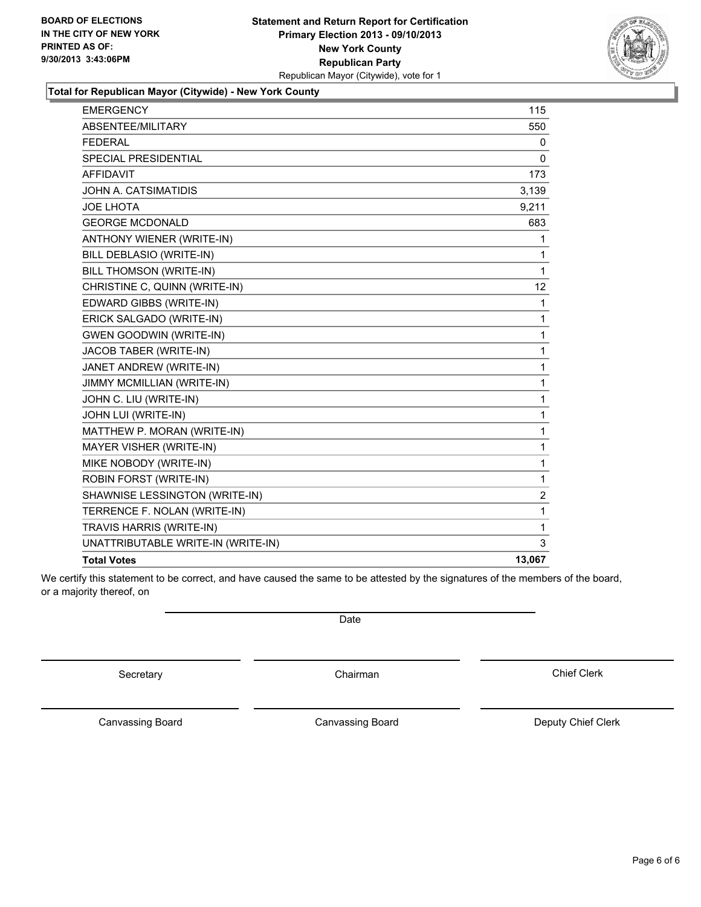**BOARD OF ELECTIONS**
**IN THE CITY OF NEW YORK**
**PRINTED AS OF:**
**9/30/2013 3:43:06PM**

**Statement and Return Report for Certification**
**Primary Election 2013 - 09/10/2013**
**New York County**
**Republican Party**
Republican Mayor (Citywide), vote for 1

### Total for Republican Mayor (Citywide) - New York County

| | |
|---|---|
| EMERGENCY | 115 |
| ABSENTEE/MILITARY | 550 |
| FEDERAL | 0 |
| SPECIAL PRESIDENTIAL | 0 |
| AFFIDAVIT | 173 |
| JOHN A. CATSIMATIDIS | 3,139 |
| JOE LHOTA | 9,211 |
| GEORGE MCDONALD | 683 |
| ANTHONY WIENER (WRITE-IN) | 1 |
| BILL DEBLASIO (WRITE-IN) | 1 |
| BILL THOMSON (WRITE-IN) | 1 |
| CHRISTINE C, QUINN (WRITE-IN) | 12 |
| EDWARD GIBBS (WRITE-IN) | 1 |
| ERICK SALGADO (WRITE-IN) | 1 |
| GWEN GOODWIN (WRITE-IN) | 1 |
| JACOB TABER (WRITE-IN) | 1 |
| JANET ANDREW (WRITE-IN) | 1 |
| JIMMY MCMILLIAN (WRITE-IN) | 1 |
| JOHN C. LIU (WRITE-IN) | 1 |
| JOHN LUI (WRITE-IN) | 1 |
| MATTHEW P. MORAN (WRITE-IN) | 1 |
| MAYER VISHER (WRITE-IN) | 1 |
| MIKE NOBODY (WRITE-IN) | 1 |
| ROBIN FORST (WRITE-IN) | 1 |
| SHAWNISE LESSINGTON (WRITE-IN) | 2 |
| TERRENCE F. NOLAN (WRITE-IN) | 1 |
| TRAVIS HARRIS (WRITE-IN) | 1 |
| UNATTRIBUTABLE WRITE-IN (WRITE-IN) | 3 |
| **Total Votes** | **13,067** |

We certify this statement to be correct, and have caused the same to be attested by the signatures of the members of the board, or a majority thereof, on

Date

Secretary | Chairman | Chief Clerk

Canvassing Board | Canvassing Board | Deputy Chief Clerk